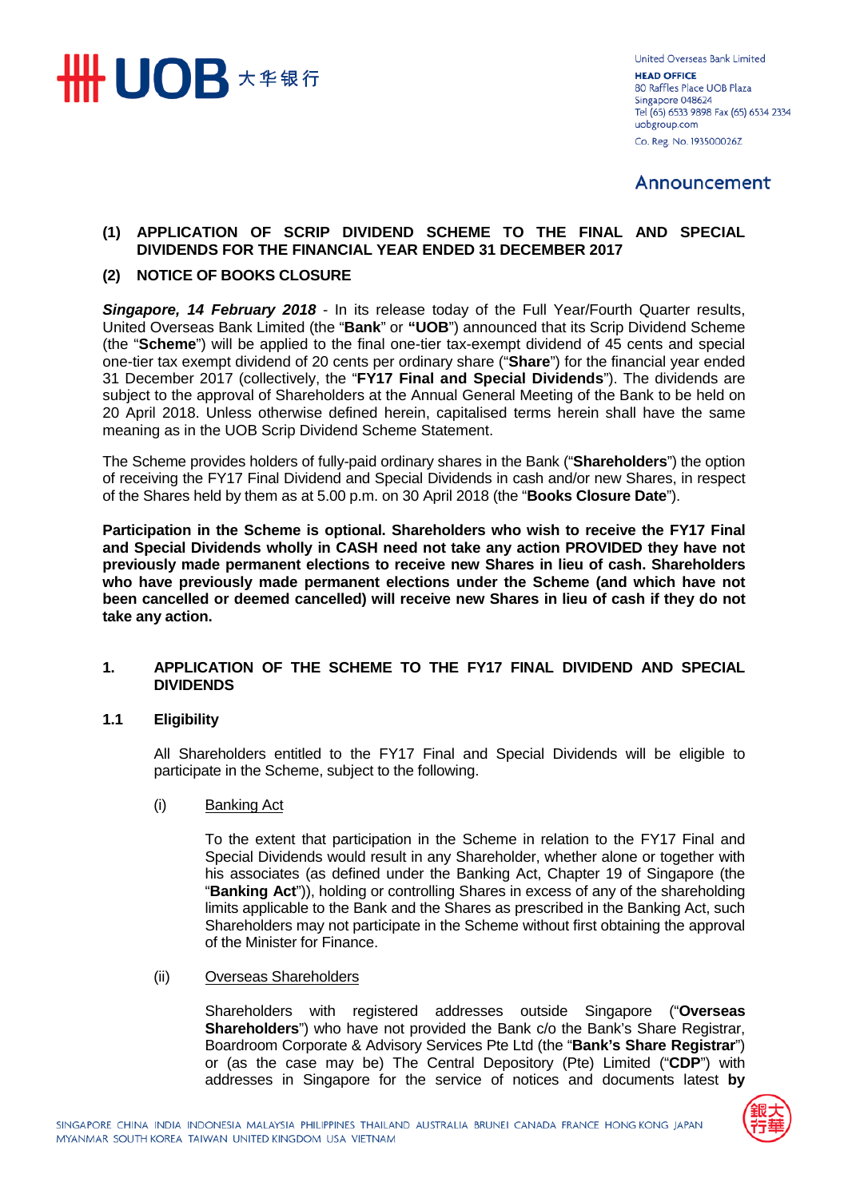United Overseas Bank Limited
**HEAD OFFICE**
80 Raffles Place UOB Plaza
Singapore 048624
Tel (65) 6533 9898 Fax (65) 6534 2334
uobgroup.com
Co. Reg. No. 193500026Z

## Announcement

**(1) APPLICATION OF SCRIP DIVIDEND SCHEME TO THE FINAL AND SPECIAL DIVIDENDS FOR THE FINANCIAL YEAR ENDED 31 DECEMBER 2017**

**(2) NOTICE OF BOOKS CLOSURE**

***Singapore, 14 February 2018*** - In its release today of the Full Year/Fourth Quarter results, United Overseas Bank Limited (the "**Bank**" or **"UOB**") announced that its Scrip Dividend Scheme (the "**Scheme**") will be applied to the final one-tier tax-exempt dividend of 45 cents and special one-tier tax exempt dividend of 20 cents per ordinary share ("**Share**") for the financial year ended 31 December 2017 (collectively, the "**FY17 Final and Special Dividends**"). The dividends are subject to the approval of Shareholders at the Annual General Meeting of the Bank to be held on 20 April 2018. Unless otherwise defined herein, capitalised terms herein shall have the same meaning as in the UOB Scrip Dividend Scheme Statement.

The Scheme provides holders of fully-paid ordinary shares in the Bank ("**Shareholders**") the option of receiving the FY17 Final Dividend and Special Dividends in cash and/or new Shares, in respect of the Shares held by them as at 5.00 p.m. on 30 April 2018 (the "**Books Closure Date**").

**Participation in the Scheme is optional. Shareholders who wish to receive the FY17 Final and Special Dividends wholly in CASH need not take any action PROVIDED they have not previously made permanent elections to receive new Shares in lieu of cash. Shareholders who have previously made permanent elections under the Scheme (and which have not been cancelled or deemed cancelled) will receive new Shares in lieu of cash if they do not take any action.**

### 1. APPLICATION OF THE SCHEME TO THE FY17 FINAL DIVIDEND AND SPECIAL DIVIDENDS

#### 1.1 Eligibility

All Shareholders entitled to the FY17 Final and Special Dividends will be eligible to participate in the Scheme, subject to the following.

(i) Banking Act

To the extent that participation in the Scheme in relation to the FY17 Final and Special Dividends would result in any Shareholder, whether alone or together with his associates (as defined under the Banking Act, Chapter 19 of Singapore (the "**Banking Act**")), holding or controlling Shares in excess of any of the shareholding limits applicable to the Bank and the Shares as prescribed in the Banking Act, such Shareholders may not participate in the Scheme without first obtaining the approval of the Minister for Finance.

(ii) Overseas Shareholders

Shareholders with registered addresses outside Singapore ("**Overseas Shareholders**") who have not provided the Bank c/o the Bank's Share Registrar, Boardroom Corporate & Advisory Services Pte Ltd (the "**Bank's Share Registrar**") or (as the case may be) The Central Depository (Pte) Limited ("**CDP**") with addresses in Singapore for the service of notices and documents latest **by**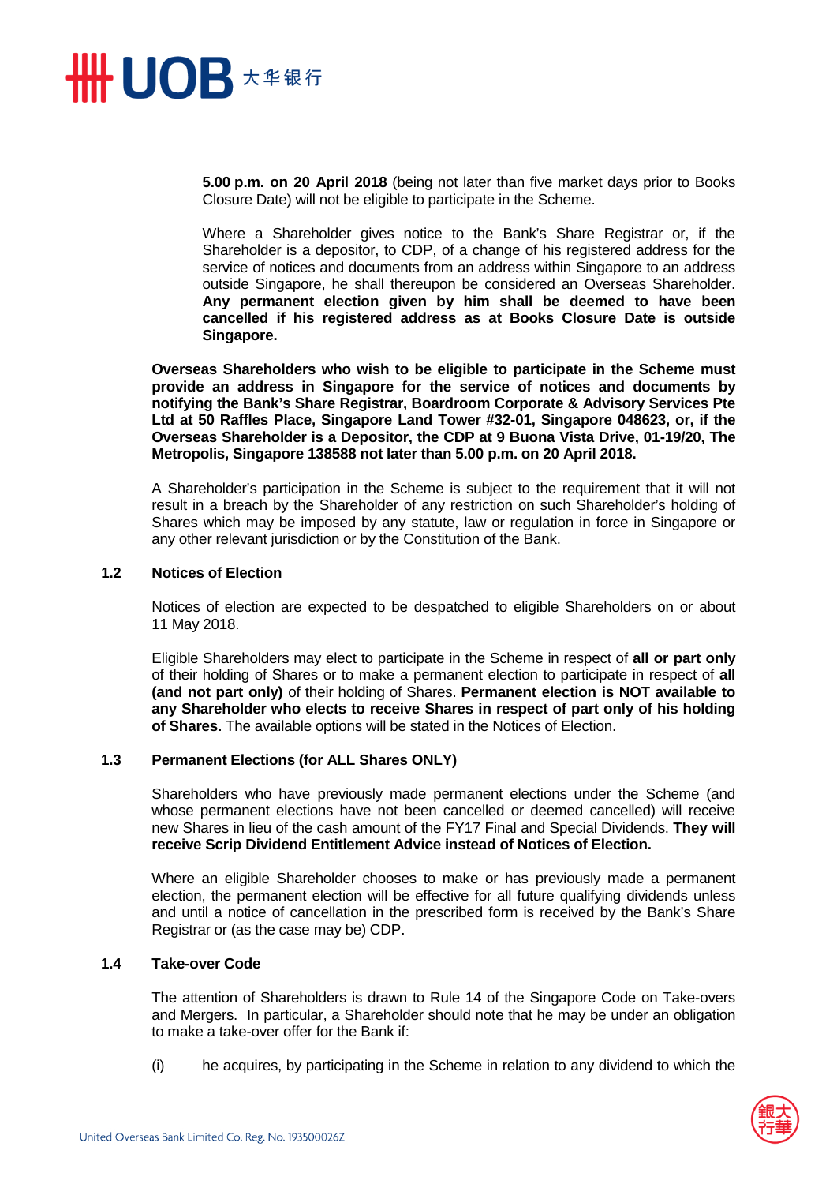**5.00 p.m. on 20 April 2018** (being not later than five market days prior to Books Closure Date) will not be eligible to participate in the Scheme.

Where a Shareholder gives notice to the Bank's Share Registrar or, if the Shareholder is a depositor, to CDP, of a change of his registered address for the service of notices and documents from an address within Singapore to an address outside Singapore, he shall thereupon be considered an Overseas Shareholder. **Any permanent election given by him shall be deemed to have been cancelled if his registered address as at Books Closure Date is outside Singapore.**

**Overseas Shareholders who wish to be eligible to participate in the Scheme must provide an address in Singapore for the service of notices and documents by notifying the Bank's Share Registrar, Boardroom Corporate & Advisory Services Pte Ltd at 50 Raffles Place, Singapore Land Tower #32-01, Singapore 048623, or, if the Overseas Shareholder is a Depositor, the CDP at 9 Buona Vista Drive, 01-19/20, The Metropolis, Singapore 138588 not later than 5.00 p.m. on 20 April 2018.**

A Shareholder's participation in the Scheme is subject to the requirement that it will not result in a breach by the Shareholder of any restriction on such Shareholder's holding of Shares which may be imposed by any statute, law or regulation in force in Singapore or any other relevant jurisdiction or by the Constitution of the Bank.

### 1.2 Notices of Election

Notices of election are expected to be despatched to eligible Shareholders on or about 11 May 2018.

Eligible Shareholders may elect to participate in the Scheme in respect of **all or part only** of their holding of Shares or to make a permanent election to participate in respect of **all (and not part only)** of their holding of Shares. **Permanent election is NOT available to any Shareholder who elects to receive Shares in respect of part only of his holding of Shares.** The available options will be stated in the Notices of Election.

### 1.3 Permanent Elections (for ALL Shares ONLY)

Shareholders who have previously made permanent elections under the Scheme (and whose permanent elections have not been cancelled or deemed cancelled) will receive new Shares in lieu of the cash amount of the FY17 Final and Special Dividends. **They will receive Scrip Dividend Entitlement Advice instead of Notices of Election.**

Where an eligible Shareholder chooses to make or has previously made a permanent election, the permanent election will be effective for all future qualifying dividends unless and until a notice of cancellation in the prescribed form is received by the Bank's Share Registrar or (as the case may be) CDP.

### 1.4 Take-over Code

The attention of Shareholders is drawn to Rule 14 of the Singapore Code on Take-overs and Mergers. In particular, a Shareholder should note that he may be under an obligation to make a take-over offer for the Bank if:

(i) he acquires, by participating in the Scheme in relation to any dividend to which the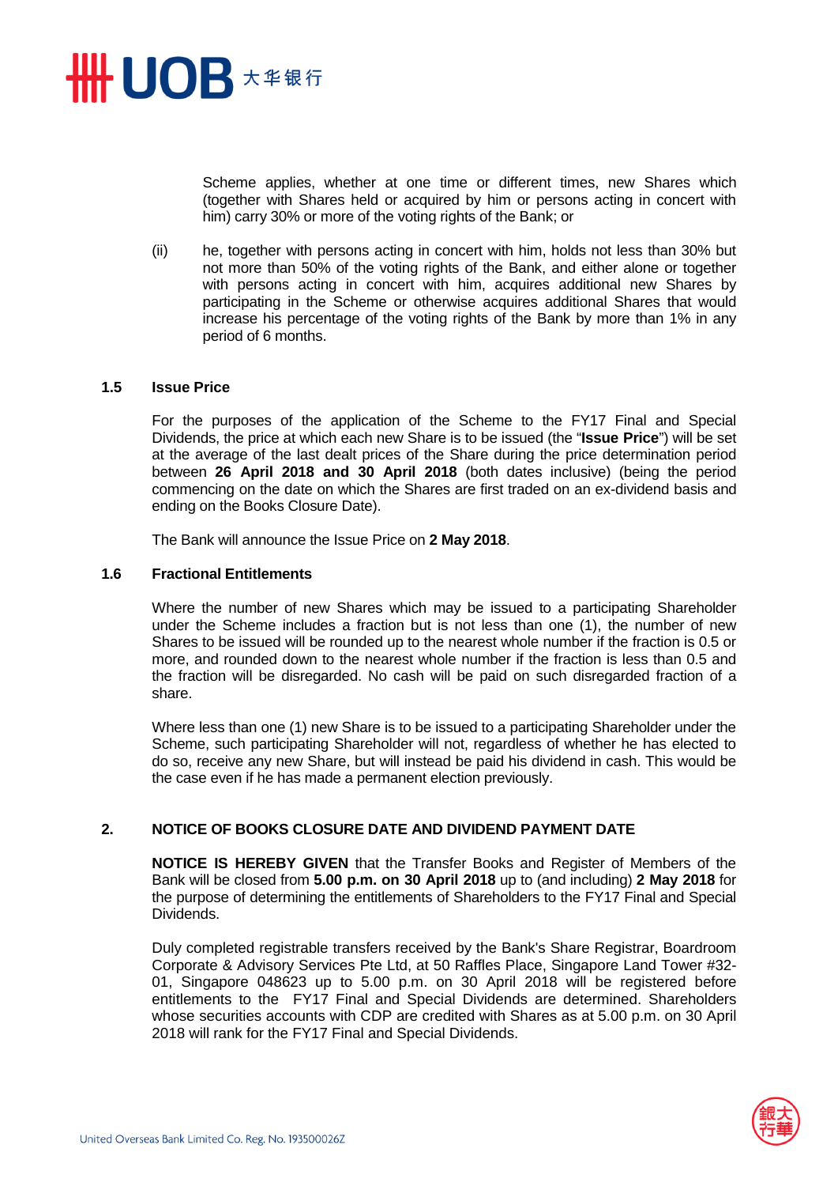Scheme applies, whether at one time or different times, new Shares which (together with Shares held or acquired by him or persons acting in concert with him) carry 30% or more of the voting rights of the Bank; or

(ii) he, together with persons acting in concert with him, holds not less than 30% but not more than 50% of the voting rights of the Bank, and either alone or together with persons acting in concert with him, acquires additional new Shares by participating in the Scheme or otherwise acquires additional Shares that would increase his percentage of the voting rights of the Bank by more than 1% in any period of 6 months.

### 1.5 Issue Price

For the purposes of the application of the Scheme to the FY17 Final and Special Dividends, the price at which each new Share is to be issued (the "**Issue Price**") will be set at the average of the last dealt prices of the Share during the price determination period between **26 April 2018 and 30 April 2018** (both dates inclusive) (being the period commencing on the date on which the Shares are first traded on an ex-dividend basis and ending on the Books Closure Date).

The Bank will announce the Issue Price on **2 May 2018**.

### 1.6 Fractional Entitlements

Where the number of new Shares which may be issued to a participating Shareholder under the Scheme includes a fraction but is not less than one (1), the number of new Shares to be issued will be rounded up to the nearest whole number if the fraction is 0.5 or more, and rounded down to the nearest whole number if the fraction is less than 0.5 and the fraction will be disregarded. No cash will be paid on such disregarded fraction of a share.

Where less than one (1) new Share is to be issued to a participating Shareholder under the Scheme, such participating Shareholder will not, regardless of whether he has elected to do so, receive any new Share, but will instead be paid his dividend in cash. This would be the case even if he has made a permanent election previously.

## 2. NOTICE OF BOOKS CLOSURE DATE AND DIVIDEND PAYMENT DATE

**NOTICE IS HEREBY GIVEN** that the Transfer Books and Register of Members of the Bank will be closed from **5.00 p.m. on 30 April 2018** up to (and including) **2 May 2018** for the purpose of determining the entitlements of Shareholders to the FY17 Final and Special Dividends.

Duly completed registrable transfers received by the Bank's Share Registrar, Boardroom Corporate & Advisory Services Pte Ltd, at 50 Raffles Place, Singapore Land Tower #32-01, Singapore 048623 up to 5.00 p.m. on 30 April 2018 will be registered before entitlements to the FY17 Final and Special Dividends are determined. Shareholders whose securities accounts with CDP are credited with Shares as at 5.00 p.m. on 30 April 2018 will rank for the FY17 Final and Special Dividends.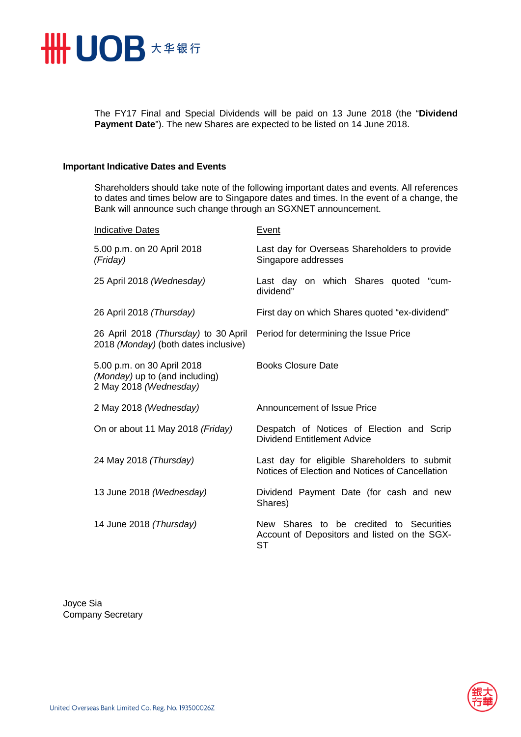The FY17 Final and Special Dividends will be paid on 13 June 2018 (the "**Dividend Payment Date**"). The new Shares are expected to be listed on 14 June 2018.

**Important Indicative Dates and Events**

Shareholders should take note of the following important dates and events. All references to dates and times below are to Singapore dates and times. In the event of a change, the Bank will announce such change through an SGXNET announcement.

| Indicative Dates | Event |
|---|---|
| 5.00 p.m. on 20 April 2018 *(Friday)* | Last day for Overseas Shareholders to provide Singapore addresses |
| 25 April 2018 *(Wednesday)* | Last day on which Shares quoted "cum-dividend" |
| 26 April 2018 *(Thursday)* | First day on which Shares quoted "ex-dividend" |
| 26 April 2018 *(Thursday)* to 30 April 2018 *(Monday)* (both dates inclusive) | Period for determining the Issue Price |
| 5.00 p.m. on 30 April 2018 *(Monday)* up to (and including) 2 May 2018 *(Wednesday)* | Books Closure Date |
| 2 May 2018 *(Wednesday)* | Announcement of Issue Price |
| On or about 11 May 2018 *(Friday)* | Despatch of Notices of Election and Scrip Dividend Entitlement Advice |
| 24 May 2018 *(Thursday)* | Last day for eligible Shareholders to submit Notices of Election and Notices of Cancellation |
| 13 June 2018 *(Wednesday)* | Dividend Payment Date (for cash and new Shares) |
| 14 June 2018 *(Thursday)* | New Shares to be credited to Securities Account of Depositors and listed on the SGX-ST |

Joyce Sia
Company Secretary